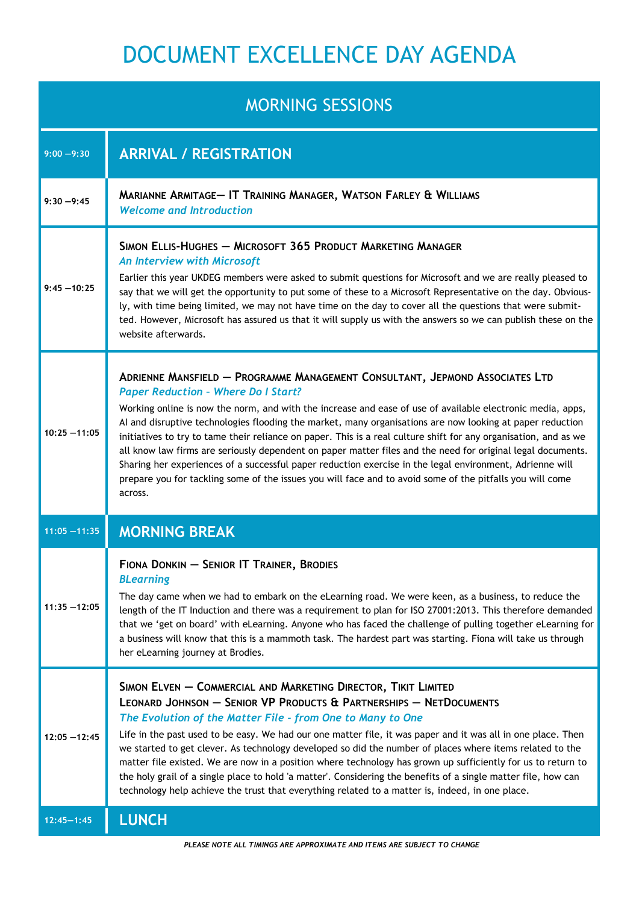# DOCUMENT EXCELLENCE DAY AGENDA

| MORNING SESSIONS | |
|---|---|
| 9:00 –9:30 | **ARRIVAL / REGISTRATION** |
| 9:30 –9:45 | **Marianne Armitage— IT Training Manager, Watson Farley & Williams**<br>*Welcome and Introduction* |
| 9:45 –10:25 | **Simon Ellis-Hughes — Microsoft 365 Product Marketing Manager**<br>*An Interview with Microsoft*<br>Earlier this year UKDEG members were asked to submit questions for Microsoft and we are really pleased to say that we will get the opportunity to put some of these to a Microsoft Representative on the day. Obviously, with time being limited, we may not have time on the day to cover all the questions that were submitted. However, Microsoft has assured us that it will supply us with the answers so we can publish these on the website afterwards. |
| 10:25 –11:05 | **Adrienne Mansfield — Programme Management Consultant, Jepmond Associates Ltd**<br>*Paper Reduction - Where Do I Start?*<br>Working online is now the norm, and with the increase and ease of use of available electronic media, apps, AI and disruptive technologies flooding the market, many organisations are now looking at paper reduction initiatives to try to tame their reliance on paper. This is a real culture shift for any organisation, and as we all know law firms are seriously dependent on paper matter files and the need for original legal documents. Sharing her experiences of a successful paper reduction exercise in the legal environment, Adrienne will prepare you for tackling some of the issues you will face and to avoid some of the pitfalls you will come across. |
| 11:05 –11:35 | **MORNING BREAK** |
| 11:35 –12:05 | **Fiona Donkin — Senior IT Trainer, Brodies**<br>*BLearning*<br>The day came when we had to embark on the eLearning road. We were keen, as a business, to reduce the length of the IT Induction and there was a requirement to plan for ISO 27001:2013. This therefore demanded that we 'get on board' with eLearning. Anyone who has faced the challenge of pulling together eLearning for a business will know that this is a mammoth task. The hardest part was starting. Fiona will take us through her eLearning journey at Brodies. |
| 12:05 –12:45 | **Simon Elven — Commercial and Marketing Director, Tikit Limited**<br>**Leonard Johnson — Senior VP Products & Partnerships — NetDocuments**<br>*The Evolution of the Matter File - from One to Many to One*<br>Life in the past used to be easy. We had our one matter file, it was paper and it was all in one place. Then we started to get clever. As technology developed so did the number of places where items related to the matter file existed. We are now in a position where technology has grown up sufficiently for us to return to the holy grail of a single place to hold 'a matter'. Considering the benefits of a single matter file, how can technology help achieve the trust that everything related to a matter is, indeed, in one place. |
| 12:45—1:45 | **LUNCH** |

***PLEASE NOTE ALL TIMINGS ARE APPROXIMATE AND ITEMS ARE SUBJECT TO CHANGE***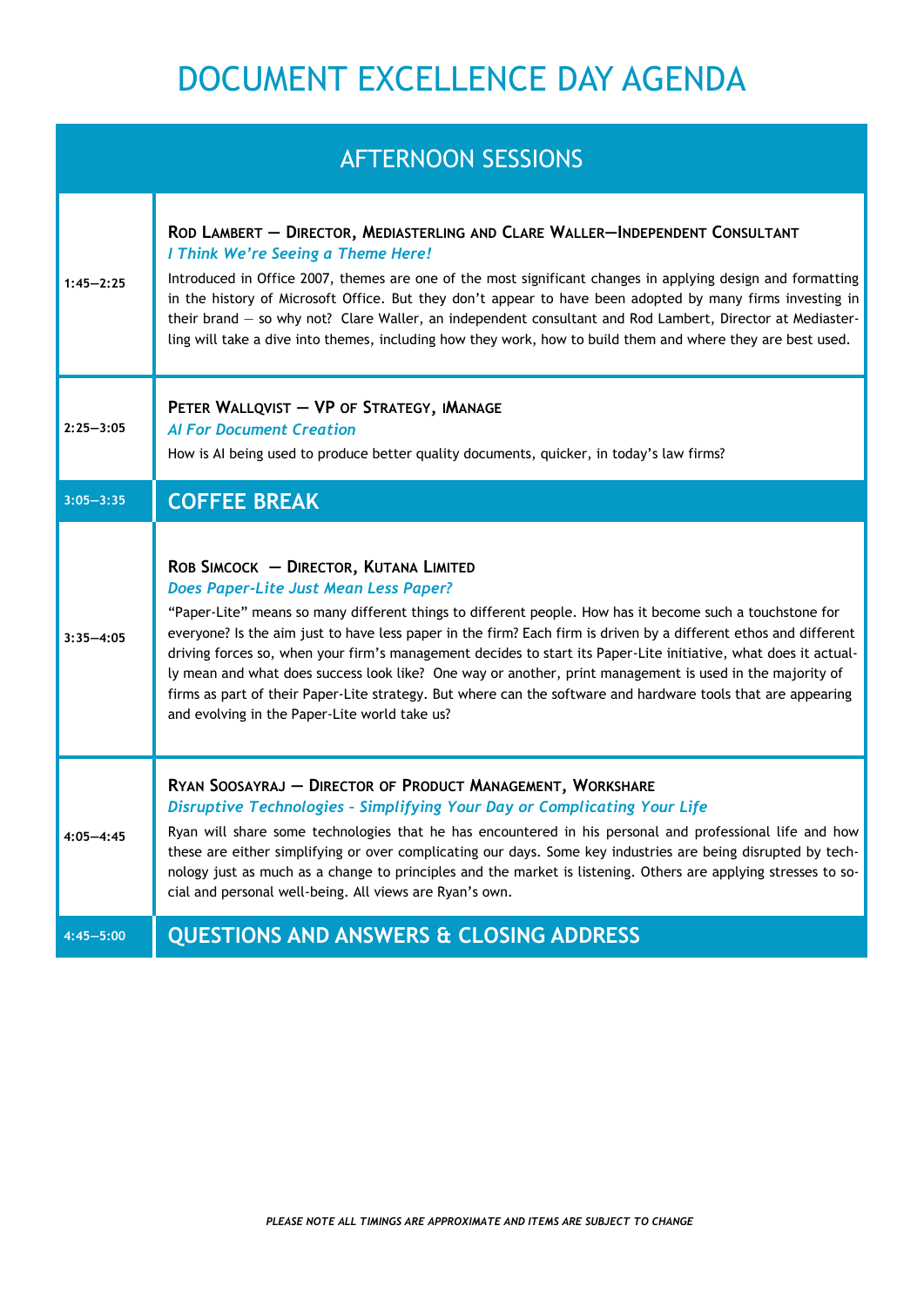# DOCUMENT EXCELLENCE DAY AGENDA

| AFTERNOON SESSIONS | |
|---|---|
| 1:45—2:25 | **ROD LAMBERT — DIRECTOR, MEDIASTERLING AND CLARE WALLER—INDEPENDENT CONSULTANT**<br>*I Think We're Seeing a Theme Here!*<br>Introduced in Office 2007, themes are one of the most significant changes in applying design and formatting in the history of Microsoft Office. But they don't appear to have been adopted by many firms investing in their brand — so why not? Clare Waller, an independent consultant and Rod Lambert, Director at Mediasterling will take a dive into themes, including how they work, how to build them and where they are best used. |
| 2:25—3:05 | **PETER WALLQVIST — VP OF STRATEGY, IMANAGE**<br>*AI For Document Creation*<br>How is AI being used to produce better quality documents, quicker, in today's law firms? |
| 3:05—3:35 | **COFFEE BREAK** |
| 3:35—4:05 | **ROB SIMCOCK — DIRECTOR, KUTANA LIMITED**<br>*Does Paper-Lite Just Mean Less Paper?*<br>"Paper-Lite" means so many different things to different people. How has it become such a touchstone for everyone? Is the aim just to have less paper in the firm? Each firm is driven by a different ethos and different driving forces so, when your firm's management decides to start its Paper-Lite initiative, what does it actually mean and what does success look like? One way or another, print management is used in the majority of firms as part of their Paper-Lite strategy. But where can the software and hardware tools that are appearing and evolving in the Paper-Lite world take us? |
| 4:05—4:45 | **RYAN SOOSAYRAJ — DIRECTOR OF PRODUCT MANAGEMENT, WORKSHARE**<br>*Disruptive Technologies - Simplifying Your Day or Complicating Your Life*<br>Ryan will share some technologies that he has encountered in his personal and professional life and how these are either simplifying or over complicating our days. Some key industries are being disrupted by technology just as much as a change to principles and the market is listening. Others are applying stresses to social and personal well-being. All views are Ryan's own. |
| 4:45—5:00 | **QUESTIONS AND ANSWERS & CLOSING ADDRESS** |

*PLEASE NOTE ALL TIMINGS ARE APPROXIMATE AND ITEMS ARE SUBJECT TO CHANGE*